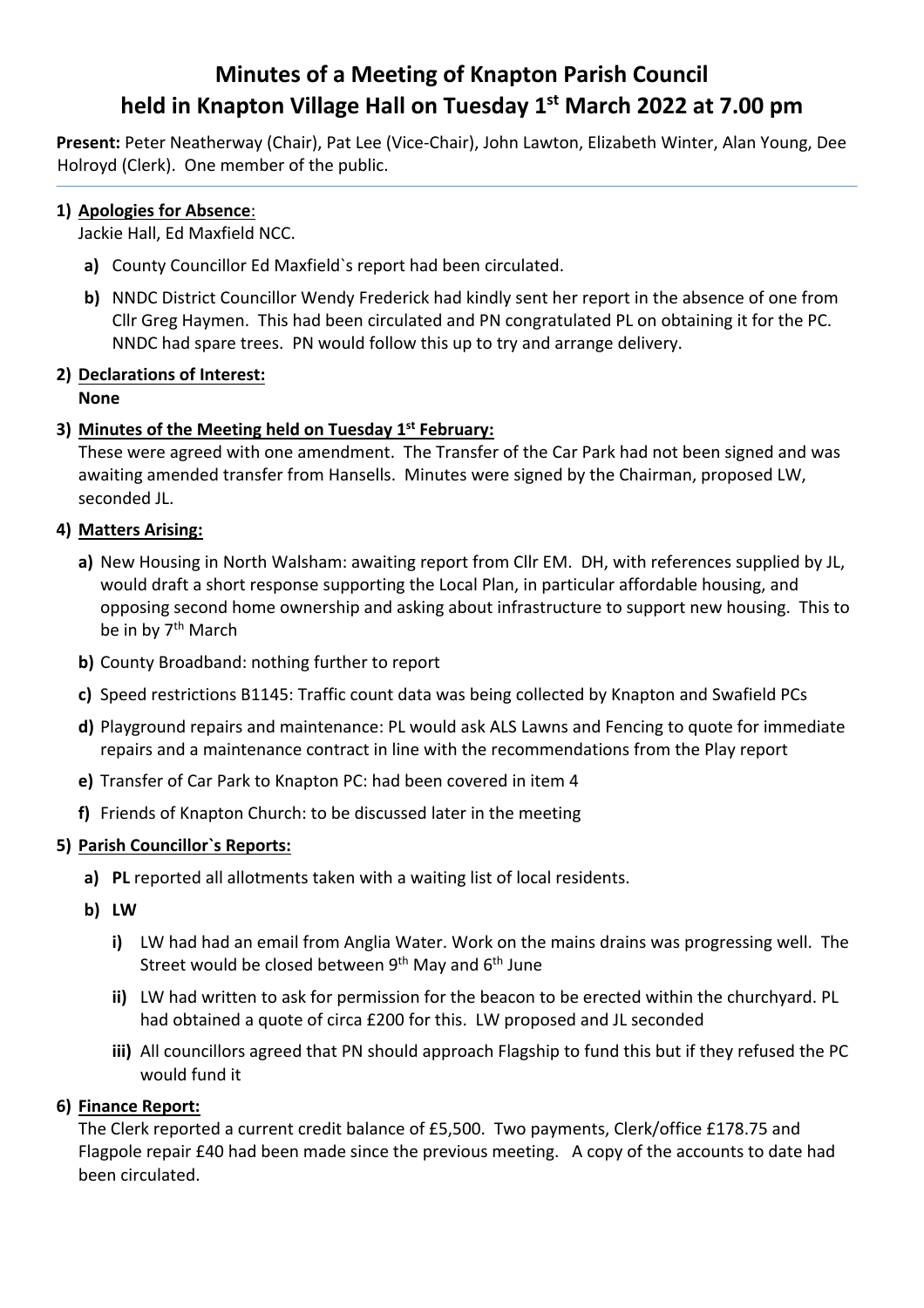# Minutes of a Meeting of Knapton Parish Council held in Knapton Village Hall on Tuesday 1st March 2022 at 7.00 pm

**Present:** Peter Neatherway (Chair), Pat Lee (Vice-Chair), John Lawton, Elizabeth Winter, Alan Young, Dee Holroyd (Clerk). One member of the public.

---

1) **Apologies for Absence**:
   Jackie Hall, Ed Maxfield NCC.
   - **a)** County Councillor Ed Maxfield`s report had been circulated.
   - **b)** NNDC District Councillor Wendy Frederick had kindly sent her report in the absence of one from Cllr Greg Haymen. This had been circulated and PN congratulated PL on obtaining it for the PC. NNDC had spare trees. PN would follow this up to try and arrange delivery.

2) **Declarations of Interest:**
   **None**

3) **Minutes of the Meeting held on Tuesday 1st February:**
   These were agreed with one amendment. The Transfer of the Car Park had not been signed and was awaiting amended transfer from Hansells. Minutes were signed by the Chairman, proposed LW, seconded JL.

4) **Matters Arising:**
   - **a)** New Housing in North Walsham: awaiting report from Cllr EM. DH, with references supplied by JL, would draft a short response supporting the Local Plan, in particular affordable housing, and opposing second home ownership and asking about infrastructure to support new housing. This to be in by 7th March
   - **b)** County Broadband: nothing further to report
   - **c)** Speed restrictions B1145: Traffic count data was being collected by Knapton and Swafield PCs
   - **d)** Playground repairs and maintenance: PL would ask ALS Lawns and Fencing to quote for immediate repairs and a maintenance contract in line with the recommendations from the Play report
   - **e)** Transfer of Car Park to Knapton PC: had been covered in item 4
   - **f)** Friends of Knapton Church: to be discussed later in the meeting

5) **Parish Councillor`s Reports:**
   - **a)** **PL** reported all allotments taken with a waiting list of local residents.
   - **b)** **LW**
     - **i)** LW had had an email from Anglia Water. Work on the mains drains was progressing well. The Street would be closed between 9th May and 6th June
     - **ii)** LW had written to ask for permission for the beacon to be erected within the churchyard. PL had obtained a quote of circa £200 for this. LW proposed and JL seconded
     - **iii)** All councillors agreed that PN should approach Flagship to fund this but if they refused the PC would fund it

6) **Finance Report:**
   The Clerk reported a current credit balance of £5,500. Two payments, Clerk/office £178.75 and Flagpole repair £40 had been made since the previous meeting. A copy of the accounts to date had been circulated.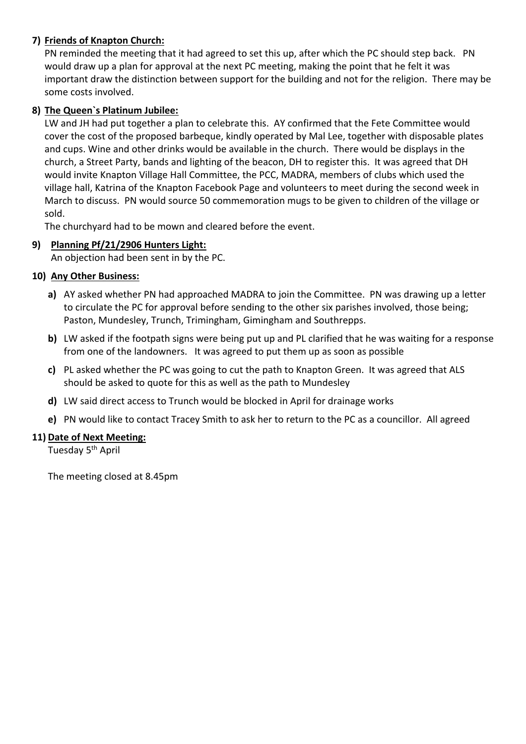**7) Friends of Knapton Church:**

PN reminded the meeting that it had agreed to set this up, after which the PC should step back. PN would draw up a plan for approval at the next PC meeting, making the point that he felt it was important draw the distinction between support for the building and not for the religion. There may be some costs involved.

**8) The Queen`s Platinum Jubilee:**

LW and JH had put together a plan to celebrate this. AY confirmed that the Fete Committee would cover the cost of the proposed barbeque, kindly operated by Mal Lee, together with disposable plates and cups. Wine and other drinks would be available in the church. There would be displays in the church, a Street Party, bands and lighting of the beacon, DH to register this. It was agreed that DH would invite Knapton Village Hall Committee, the PCC, MADRA, members of clubs which used the village hall, Katrina of the Knapton Facebook Page and volunteers to meet during the second week in March to discuss. PN would source 50 commemoration mugs to be given to children of the village or sold.

The churchyard had to be mown and cleared before the event.

**9) Planning Pf/21/2906 Hunters Light:**

An objection had been sent in by the PC.

**10) Any Other Business:**

- **a)** AY asked whether PN had approached MADRA to join the Committee. PN was drawing up a letter to circulate the PC for approval before sending to the other six parishes involved, those being; Paston, Mundesley, Trunch, Trimingham, Gimingham and Southrepps.
- **b)** LW asked if the footpath signs were being put up and PL clarified that he was waiting for a response from one of the landowners. It was agreed to put them up as soon as possible
- **c)** PL asked whether the PC was going to cut the path to Knapton Green. It was agreed that ALS should be asked to quote for this as well as the path to Mundesley
- **d)** LW said direct access to Trunch would be blocked in April for drainage works
- **e)** PN would like to contact Tracey Smith to ask her to return to the PC as a councillor. All agreed

**11) Date of Next Meeting:**

Tuesday 5th April

The meeting closed at 8.45pm